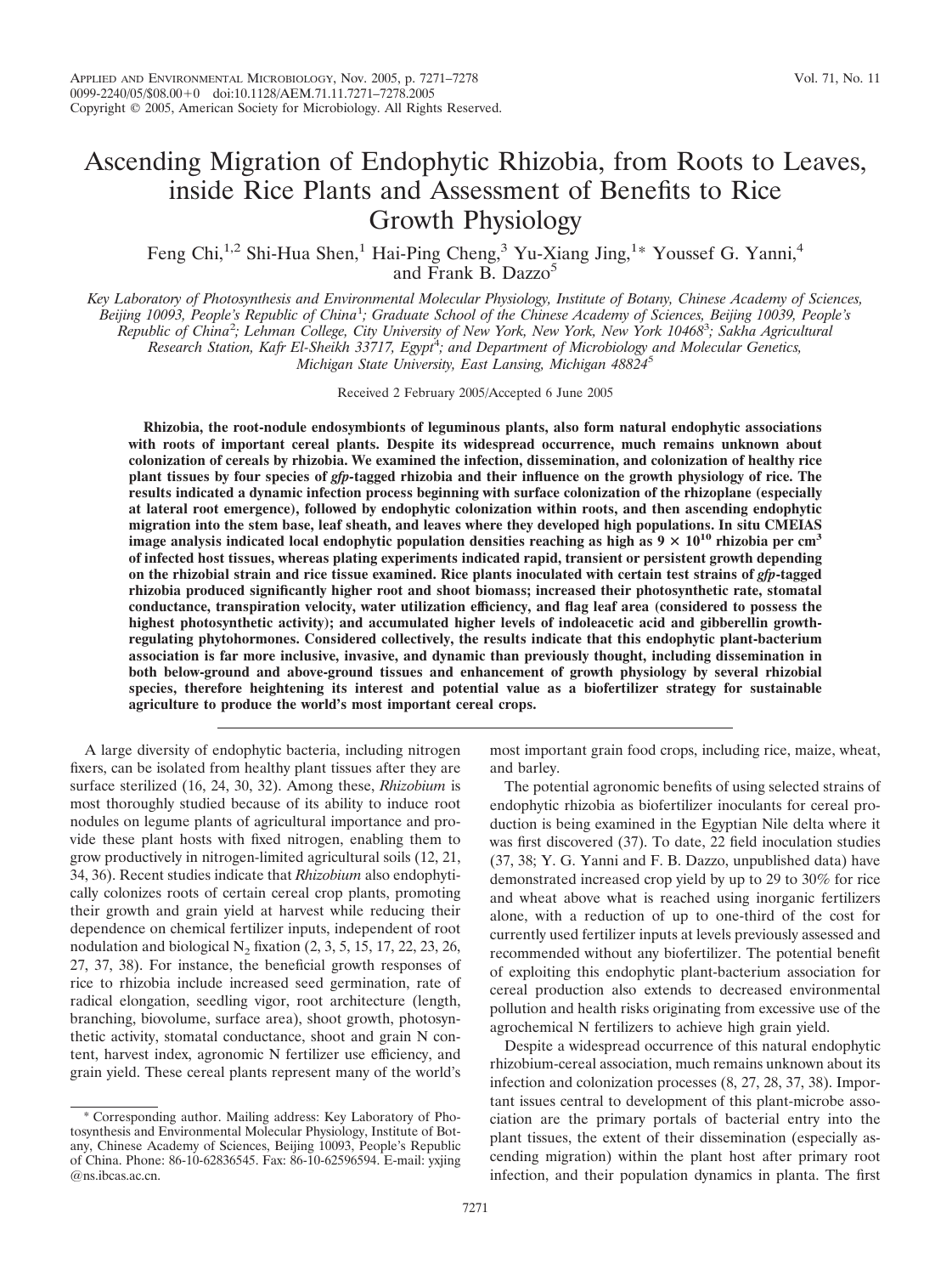# Ascending Migration of Endophytic Rhizobia, from Roots to Leaves, inside Rice Plants and Assessment of Benefits to Rice Growth Physiology

Feng Chi,[1,2] Shi-Hua Shen,[1] Hai-Ping Cheng,[3] Yu-Xiang Jing,[1]* Youssef G. Yanni,[4] and Frank B. Dazzo[5]

*Key Laboratory of Photosynthesis and Environmental Molecular Physiology, Institute of Botany, Chinese Academy of Sciences, Beijing 10093, People's Republic of China[1]; Graduate School of the Chinese Academy of Sciences, Beijing 10039, People's Republic of China[2]; Lehman College, City University of New York, New York, New York 10468[3]; Sakha Agricultural Research Station, Kafr El-Sheikh 33717, Egypt[4]; and Department of Microbiology and Molecular Genetics, Michigan State University, East Lansing, Michigan 48824[5]*

Received 2 February 2005/Accepted 6 June 2005

**Rhizobia, the root-nodule endosymbionts of leguminous plants, also form natural endophytic associations with roots of important cereal plants. Despite its widespread occurrence, much remains unknown about colonization of cereals by rhizobia. We examined the infection, dissemination, and colonization of healthy rice plant tissues by four species of *gfp*-tagged rhizobia and their influence on the growth physiology of rice. The results indicated a dynamic infection process beginning with surface colonization of the rhizoplane (especially at lateral root emergence), followed by endophytic colonization within roots, and then ascending endophytic migration into the stem base, leaf sheath, and leaves where they developed high populations. In situ CMEIAS image analysis indicated local endophytic population densities reaching as high as $9 \times 10^{10}$ rhizobia per $cm^3$ of infected host tissues, whereas plating experiments indicated rapid, transient or persistent growth depending on the rhizobial strain and rice tissue examined. Rice plants inoculated with certain test strains of *gfp*-tagged rhizobia produced significantly higher root and shoot biomass; increased their photosynthetic rate, stomatal conductance, transpiration velocity, water utilization efficiency, and flag leaf area (considered to possess the highest photosynthetic activity); and accumulated higher levels of indoleacetic acid and gibberellin growth-regulating phytohormones. Considered collectively, the results indicate that this endophytic plant-bacterium association is far more inclusive, invasive, and dynamic than previously thought, including dissemination in both below-ground and above-ground tissues and enhancement of growth physiology by several rhizobial species, therefore heightening its interest and potential value as a biofertilizer strategy for sustainable agriculture to produce the world's most important cereal crops.**

A large diversity of endophytic bacteria, including nitrogen fixers, can be isolated from healthy plant tissues after they are surface sterilized (16, 24, 30, 32). Among these, *Rhizobium* is most thoroughly studied because of its ability to induce root nodules on legume plants of agricultural importance and provide these plant hosts with fixed nitrogen, enabling them to grow productively in nitrogen-limited agricultural soils (12, 21, 34, 36). Recent studies indicate that *Rhizobium* also endophytically colonizes roots of certain cereal crop plants, promoting their growth and grain yield at harvest while reducing their dependence on chemical fertilizer inputs, independent of root nodulation and biological $N_2$ fixation (2, 3, 5, 15, 17, 22, 23, 26, 27, 37, 38). For instance, the beneficial growth responses of rice to rhizobia include increased seed germination, rate of radical elongation, seedling vigor, root architecture (length, branching, biovolume, surface area), shoot growth, photosynthetic activity, stomatal conductance, shoot and grain N content, harvest index, agronomic N fertilizer use efficiency, and grain yield. These cereal plants represent many of the world's most important grain food crops, including rice, maize, wheat, and barley.

The potential agronomic benefits of using selected strains of endophytic rhizobia as biofertilizer inoculants for cereal production is being examined in the Egyptian Nile delta where it was first discovered (37). To date, 22 field inoculation studies (37, 38; Y. G. Yanni and F. B. Dazzo, unpublished data) have demonstrated increased crop yield by up to 29 to 30% for rice and wheat above what is reached using inorganic fertilizers alone, with a reduction of up to one-third of the cost for currently used fertilizer inputs at levels previously assessed and recommended without any biofertilizer. The potential benefit of exploiting this endophytic plant-bacterium association for cereal production also extends to decreased environmental pollution and health risks originating from excessive use of the agrochemical N fertilizers to achieve high grain yield.

Despite a widespread occurrence of this natural endophytic rhizobium-cereal association, much remains unknown about its infection and colonization processes (8, 27, 28, 37, 38). Important issues central to development of this plant-microbe association are the primary portals of bacterial entry into the plant tissues, the extent of their dissemination (especially ascending migration) within the plant host after primary root infection, and their population dynamics in planta. The first

\* Corresponding author. Mailing address: Key Laboratory of Photosynthesis and Environmental Molecular Physiology, Institute of Botany, Chinese Academy of Sciences, Beijing 10093, People's Republic of China. Phone: 86-10-62836545. Fax: 86-10-62596594. E-mail: yxjing@ns.ibcas.ac.cn.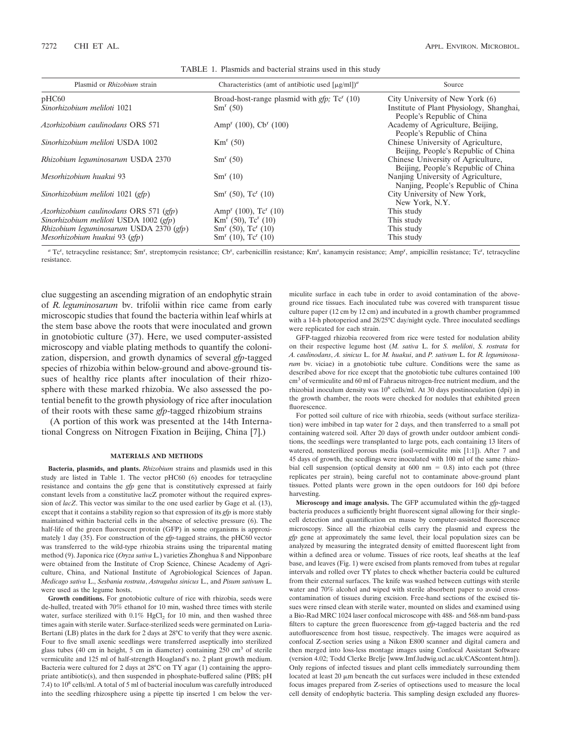TABLE 1. Plasmids and bacterial strains used in this study

| Plasmid or *Rhizobium* strain | Characteristics (amt of antibiotic used [μg/ml])[a] | Source |
|---|---|---|
| pHC60 | Broad-host-range plasmid with *gfp;* Tc[r] (10) | City University of New York (6) |
| *Sinorhizobium meliloti* 1021 | Sm[r] (50) | Institute of Plant Physiology, Shanghai, People's Republic of China |
| *Azorhizobium caulinodans* ORS 571 | Amp[r] (100), Cb[r] (100) | Academy of Agriculture, Beijing, People's Republic of China |
| *Sinorhizobium meliloti* USDA 1002 | Km[r] (50) | Chinese University of Agriculture, Beijing, People's Republic of China |
| *Rhizobium leguminosarum* USDA 2370 | Sm[r] (50) | Chinese University of Agriculture, Beijing, People's Republic of China |
| *Mesorhizobium huakui* 93 | Sm[r] (10) | Nanjing University of Agriculture, Nanjing, People's Republic of China |
| *Sinorhizobium meliloti* 1021 (*gfp*) | Sm[r] (50), Tc[r] (10) | City University of New York, New York, N.Y. |
| *Azorhizobium caulinodans* ORS 571 (*gfp*) | Amp[r] (100), Tc[r] (10) | This study |
| *Sinorhizobium meliloti* USDA 1002 (*gfp*) | Km[r] (50), Tc[r] (10) | This study |
| *Rhizobium leguminosarum* USDA 2370 (*gfp*) | Sm[r] (50), Tc[r] (10) | This study |
| *Mesorhizobium huakui* 93 (*gfp*) | Sm[r] (10), Tc[r] (10) | This study |

[a] Tc[r], tetracycline resistance; Sm[r], streptomycin resistance; Cb[r], carbenicillin resistance; Km[r], kanamycin resistance; Amp[r], ampicillin resistance; Tc[r], tetracycline resistance.

clue suggesting an ascending migration of an endophytic strain of *R. leguminosarum* bv. trifolii within rice came from early microscopic studies that found the bacteria within leaf whirls at the stem base above the roots that were inoculated and grown in gnotobiotic culture (37). Here, we used computer-assisted microscopy and viable plating methods to quantify the colonization, dispersion, and growth dynamics of several *gfp*-tagged species of rhizobia within below-ground and above-ground tissues of healthy rice plants after inoculation of their rhizosphere with these marked rhizobia. We also assessed the potential benefit to the growth physiology of rice after inoculation of their roots with these same *gfp*-tagged rhizobium strains

(A portion of this work was presented at the 14th International Congress on Nitrogen Fixation in Beijing, China [7].)

## MATERIALS AND METHODS

**Bacteria, plasmids, and plants.** *Rhizobium* strains and plasmids used in this study are listed in Table 1. The vector pHC60 (6) encodes for tetracycline resistance and contains the *gfp* gene that is constitutively expressed at fairly constant levels from a constitutive lacZ promoter without the required expression of *lacZ*. This vector was similar to the one used earlier by Gage et al. (13), except that it contains a stability region so that expression of its *gfp* is more stably maintained within bacterial cells in the absence of selective pressure (6). The half-life of the green fluorescent protein (GFP) in some organisms is approximately 1 day (35). For construction of the *gfp*-tagged strains, the pHC60 vector was transferred to the wild-type rhizobia strains using the triparental mating method (9). Japonica rice (*Oryza sativa* L.) varieties Zhonghua 8 and Nipponbare were obtained from the Institute of Crop Science, Chinese Academy of Agriculture, China, and National Institute of Agrobiological Sciences of Japan. *Medicago sativa* L., *Sesbania rostrata*, *Astragalus sinicus* L., and *Pisum sativum* L. were used as the legume hosts.

**Growth conditions.** For gnotobiotic culture of rice with rhizobia, seeds were de-hulled, treated with 70% ethanol for 10 min, washed three times with sterile water, surface sterilized with 0.1% $HgCl_2$ for 10 min, and then washed three times again with sterile water. Surface-sterilized seeds were germinated on Luria-Bertani (LB) plates in the dark for 2 days at 28°C to verify that they were axenic. Four to five small axenic seedlings were transferred aseptically into sterilized glass tubes (40 cm in height, 5 cm in diameter) containing 250 $cm^3$ of sterile vermiculite and 125 ml of half-strength Hoagland's no. 2 plant growth medium. Bacteria were cultured for 2 days at 28°C on TY agar (1) containing the appropriate antibiotic(s), and then suspended in phosphate-buffered saline (PBS; pH 7.4) to $10^8$ cells/ml. A total of 5 ml of bacterial inoculum was carefully introduced into the seedling rhizosphere using a pipette tip inserted 1 cm below the vermiculite surface in each tube in order to avoid contamination of the above-ground rice tissues. Each inoculated tube was covered with transparent tissue culture paper (12 cm by 12 cm) and incubated in a growth chamber programmed with a 14-h photoperiod and 28/25°C day/night cycle. Three inoculated seedlings were replicated for each strain.

GFP-tagged rhizobia recovered from rice were tested for nodulation ability on their respective legume host (*M. sativa* L. for *S. meliloti*, *S. rostrata* for *A. caulinodans*, *A. sinicus* L. for *M. huakui*, and *P. sativum* L. for *R. leguminosarum* bv. viciae) in a gnotobiotic tube culture. Conditions were the same as described above for rice except that the gnotobiotic tube cultures contained 100 $cm^3$ of vermiculite and 60 ml of Fahraeus nitrogen-free nutrient medium, and the rhizobial inoculum density was $10^6$ cells/ml. At 30 days postinoculation (dpi) in the growth chamber, the roots were checked for nodules that exhibited green fluorescence.

For potted soil culture of rice with rhizobia, seeds (without surface sterilization) were imbibed in tap water for 2 days, and then transferred to a small pot containing watered soil. After 20 days of growth under outdoor ambient conditions, the seedlings were transplanted to large pots, each containing 13 liters of watered, nonsterilized porous media (soil-vermiculite mix [1:1]). After 7 and 45 days of growth, the seedlings were inoculated with 100 ml of the same rhizobial cell suspension (optical density at 600 nm = 0.8) into each pot (three replicates per strain), being careful not to contaminate above-ground plant tissues. Potted plants were grown in the open outdoors for 160 dpi before harvesting.

**Microscopy and image analysis.** The GFP accumulated within the *gfp*-tagged bacteria produces a sufficiently bright fluorescent signal allowing for their single-cell detection and quantification en masse by computer-assisted fluorescence microscopy. Since all the rhizobial cells carry the plasmid and express the *gfp* gene at approximately the same level, their local population sizes can be analyzed by measuring the integrated density of emitted fluorescent light from within a defined area or volume. Tissues of rice roots, leaf sheaths at the leaf base, and leaves (Fig. 1) were excised from plants removed from tubes at regular intervals and rolled over TY plates to check whether bacteria could be cultured from their external surfaces. The knife was washed between cuttings with sterile water and 70% alcohol and wiped with sterile absorbent paper to avoid cross-contamination of tissues during excision. Free-hand sections of the excised tissues were rinsed clean with sterile water, mounted on slides and examined using a Bio-Rad MRC 1024 laser confocal microscope with 488- and 568-nm band-pass filters to capture the green fluorescence from *gfp*-tagged bacteria and the red autofluorescence from host tissue, respectively. The images were acquired as confocal Z-section series using a Nikon E800 scanner and digital camera and then merged into loss-less montage images using Confocal Assistant Software (version 4.02; Todd Clerke Brelje [www.Imf.ludwig.ucl.ac.uk/CAScontent.htm]). Only regions of infected tissues and plant cells immediately surrounding them located at least 20 μm beneath the cut surfaces were included in these extended focus images prepared from Z-series of optisections used to measure the local cell density of endophytic bacteria. This sampling design excluded any fluores-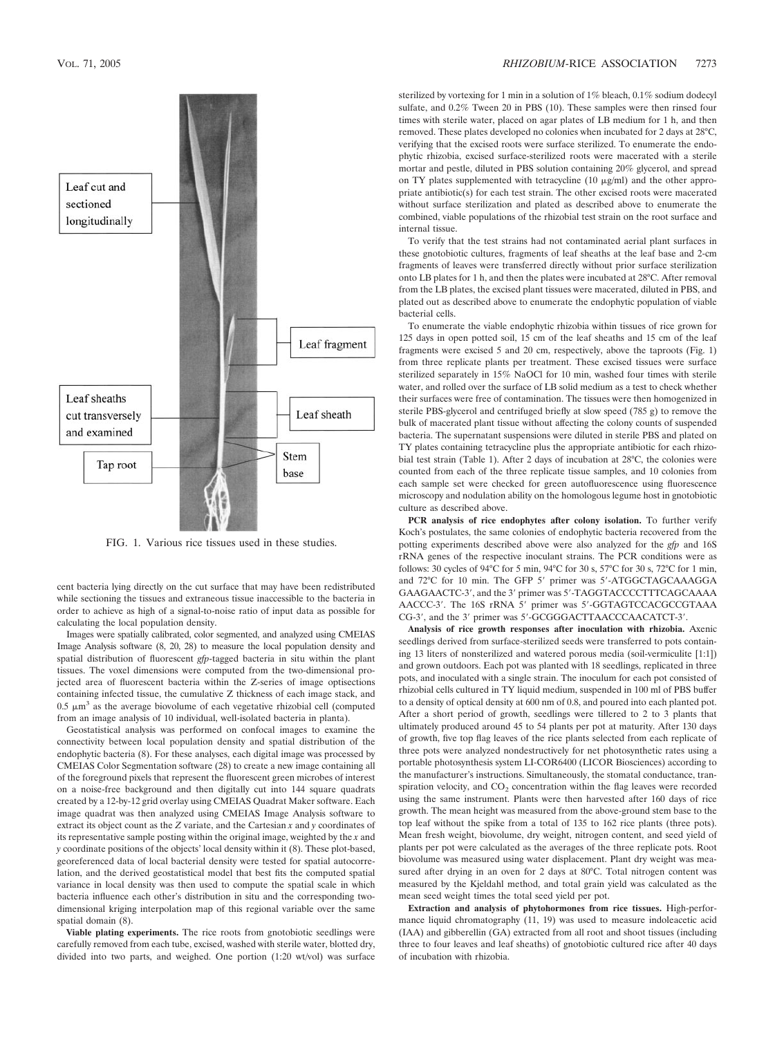Leaf cut and sectioned longitudinally

Leaf fragment

Leaf sheaths cut transversely and examined

Leaf sheath

Tap root

Stem base

FIG. 1. Various rice tissues used in these studies.

cent bacteria lying directly on the cut surface that may have been redistributed while sectioning the tissues and extraneous tissue inaccessible to the bacteria in order to achieve as high of a signal-to-noise ratio of input data as possible for calculating the local population density.

Images were spatially calibrated, color segmented, and analyzed using CMEIAS Image Analysis software (8, 20, 28) to measure the local population density and spatial distribution of fluorescent *gfp*-tagged bacteria in situ within the plant tissues. The voxel dimensions were computed from the two-dimensional projected area of fluorescent bacteria within the Z-series of image optisections containing infected tissue, the cumulative Z thickness of each image stack, and 0.5 $\mu m^3$ as the average biovolume of each vegetative rhizobial cell (computed from an image analysis of 10 individual, well-isolated bacteria in planta).

Geostatistical analysis was performed on confocal images to examine the connectivity between local population density and spatial distribution of the endophytic bacteria (8). For these analyses, each digital image was processed by CMEIAS Color Segmentation software (28) to create a new image containing all of the foreground pixels that represent the fluorescent green microbes of interest on a noise-free background and then digitally cut into 144 square quadrats created by a 12-by-12 grid overlay using CMEIAS Quadrat Maker software. Each image quadrat was then analyzed using CMEIAS Image Analysis software to extract its object count as the *Z* variate, and the Cartesian *x* and *y* coordinates of its representative sample posting within the original image, weighted by the *x* and *y* coordinate positions of the objects' local density within it (8). These plot-based, georeferenced data of local bacterial density were tested for spatial autocorrelation, and the derived geostatistical model that best fits the computed spatial variance in local density was then used to compute the spatial scale in which bacteria influence each other's distribution in situ and the corresponding two-dimensional kriging interpolation map of this regional variable over the same spatial domain (8).

**Viable plating experiments.** The rice roots from gnotobiotic seedlings were carefully removed from each tube, excised, washed with sterile water, blotted dry, divided into two parts, and weighed. One portion (1:20 wt/vol) was surface sterilized by vortexing for 1 min in a solution of 1% bleach, 0.1% sodium dodecyl sulfate, and 0.2% Tween 20 in PBS (10). These samples were then rinsed four times with sterile water, placed on agar plates of LB medium for 1 h, and then removed. These plates developed no colonies when incubated for 2 days at 28°C, verifying that the excised roots were surface sterilized. To enumerate the endophytic rhizobia, excised surface-sterilized roots were macerated with a sterile mortar and pestle, diluted in PBS solution containing 20% glycerol, and spread on TY plates supplemented with tetracycline (10 $\mu$g/ml) and the other appropriate antibiotic(s) for each test strain. The other excised roots were macerated without surface sterilization and plated as described above to enumerate the combined, viable populations of the rhizobial test strain on the root surface and internal tissue.

To verify that the test strains had not contaminated aerial plant surfaces in these gnotobiotic cultures, fragments of leaf sheaths at the leaf base and 2-cm fragments of leaves were transferred directly without prior surface sterilization onto LB plates for 1 h, and then the plates were incubated at 28°C. After removal from the LB plates, the excised plant tissues were macerated, diluted in PBS, and plated out as described above to enumerate the endophytic population of viable bacterial cells.

To enumerate the viable endophytic rhizobia within tissues of rice grown for 125 days in open potted soil, 15 cm of the leaf sheaths and 15 cm of the leaf fragments were excised 5 and 20 cm, respectively, above the taproots (Fig. 1) from three replicate plants per treatment. These excised tissues were surface sterilized separately in 15% NaOCl for 10 min, washed four times with sterile water, and rolled over the surface of LB solid medium as a test to check whether their surfaces were free of contamination. The tissues were then homogenized in sterile PBS-glycerol and centrifuged briefly at slow speed (785 g) to remove the bulk of macerated plant tissue without affecting the colony counts of suspended bacteria. The supernatant suspensions were diluted in sterile PBS and plated on TY plates containing tetracycline plus the appropriate antibiotic for each rhizobial test strain (Table 1). After 2 days of incubation at 28°C, the colonies were counted from each of the three replicate tissue samples, and 10 colonies from each sample set were checked for green autofluorescence using fluorescence microscopy and nodulation ability on the homologous legume host in gnotobiotic culture as described above.

**PCR analysis of rice endophytes after colony isolation.** To further verify Koch's postulates, the same colonies of endophytic bacteria recovered from the potting experiments described above were also analyzed for the *gfp* and 16S rRNA genes of the respective inoculant strains. The PCR conditions were as follows: 30 cycles of 94°C for 5 min, 94°C for 30 s, 57°C for 30 s, 72°C for 1 min, and 72°C for 10 min. The GFP 5′ primer was 5′-ATGGCTAGCAAAGGAGAAGAACTC-3′, and the 3′ primer was 5′-TAGGTACCCCTTTCAGCAAAAAACCC-3′. The 16S rRNA 5′ primer was 5′-GGTAGTCCACGCCGTAAACG-3′, and the 3′ primer was 5′-GCGGGACTTAACCCAACATCT-3′.

**Analysis of rice growth responses after inoculation with rhizobia.** Axenic seedlings derived from surface-sterilized seeds were transferred to pots containing 13 liters of nonsterilized and watered porous media (soil-vermiculite [1:1]) and grown outdoors. Each pot was planted with 18 seedlings, replicated in three pots, and inoculated with a single strain. The inoculum for each pot consisted of rhizobial cells cultured in TY liquid medium, suspended in 100 ml of PBS buffer to a density of optical density at 600 nm of 0.8, and poured into each planted pot. After a short period of growth, seedlings were tillered to 2 to 3 plants that ultimately produced around 45 to 54 plants per pot at maturity. After 130 days of growth, five top flag leaves of the rice plants selected from each replicate of three pots were analyzed nondestructively for net photosynthetic rates using a portable photosynthesis system LI-COR6400 (LICOR Biosciences) according to the manufacturer's instructions. Simultaneously, the stomatal conductance, transpiration velocity, and $CO_2$ concentration within the flag leaves were recorded using the same instrument. Plants were then harvested after 160 days of rice growth. The mean height was measured from the above-ground stem base to the top leaf without the spike from a total of 135 to 162 rice plants (three pots). Mean fresh weight, biovolume, dry weight, nitrogen content, and seed yield of plants per pot were calculated as the averages of the three replicate pots. Root biovolume was measured using water displacement. Plant dry weight was measured after drying in an oven for 2 days at 80°C. Total nitrogen content was measured by the Kjeldahl method, and total grain yield was calculated as the mean seed weight times the total seed yield per pot.

**Extraction and analysis of phytohormones from rice tissues.** High-performance liquid chromatography (11, 19) was used to measure indoleacetic acid (IAA) and gibberellin (GA) extracted from all root and shoot tissues (including three to four leaves and leaf sheaths) of gnotobiotic cultured rice after 40 days of incubation with rhizobia.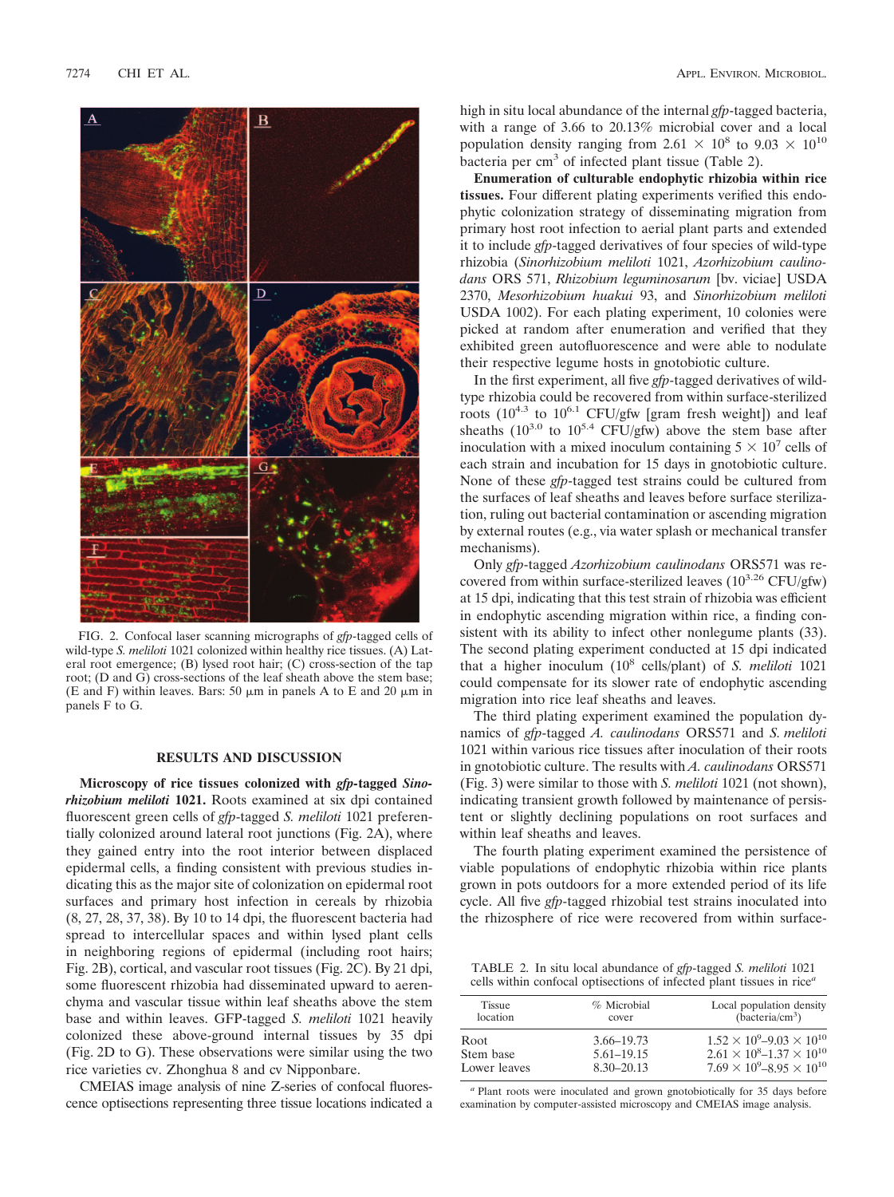FIG. 2. Confocal laser scanning micrographs of *gfp*-tagged cells of wild-type *S. meliloti* 1021 colonized within healthy rice tissues. (A) Lateral root emergence; (B) lysed root hair; (C) cross-section of the tap root; (D and G) cross-sections of the leaf sheath above the stem base; (E and F) within leaves. Bars: 50 μm in panels A to E and 20 μm in panels F to G.

## RESULTS AND DISCUSSION

**Microscopy of rice tissues colonized with *gfp*-tagged *Sinorhizobium meliloti* 1021.** Roots examined at six dpi contained fluorescent green cells of *gfp*-tagged *S. meliloti* 1021 preferentially colonized around lateral root junctions (Fig. 2A), where they gained entry into the root interior between displaced epidermal cells, a finding consistent with previous studies indicating this as the major site of colonization on epidermal root surfaces and primary host infection in cereals by rhizobia (8, 27, 28, 37, 38). By 10 to 14 dpi, the fluorescent bacteria had spread to intercellular spaces and within lysed plant cells in neighboring regions of epidermal (including root hairs; Fig. 2B), cortical, and vascular root tissues (Fig. 2C). By 21 dpi, some fluorescent rhizobia had disseminated upward to aerenchyma and vascular tissue within leaf sheaths above the stem base and within leaves. GFP-tagged *S. meliloti* 1021 heavily colonized these above-ground internal tissues by 35 dpi (Fig. 2D to G). These observations were similar using the two rice varieties cv. Zhonghua 8 and cv Nipponbare.

CMEIAS image analysis of nine Z-series of confocal fluorescence optisections representing three tissue locations indicated a high in situ local abundance of the internal *gfp*-tagged bacteria, with a range of 3.66 to 20.13% microbial cover and a local population density ranging from $2.61 \times 10^8$ to $9.03 \times 10^{10}$ bacteria per $cm^3$ of infected plant tissue (Table 2).

**Enumeration of culturable endophytic rhizobia within rice tissues.** Four different plating experiments verified this endophytic colonization strategy of disseminating migration from primary host root infection to aerial plant parts and extended it to include *gfp*-tagged derivatives of four species of wild-type rhizobia (*Sinorhizobium meliloti* 1021, *Azorhizobium caulinodans* ORS 571, *Rhizobium leguminosarum* [bv. viciae] USDA 2370, *Mesorhizobium huakui* 93, and *Sinorhizobium meliloti* USDA 1002). For each plating experiment, 10 colonies were picked at random after enumeration and verified that they exhibited green autofluorescence and were able to nodulate their respective legume hosts in gnotobiotic culture.

In the first experiment, all five *gfp*-tagged derivatives of wild-type rhizobia could be recovered from within surface-sterilized roots ($10^{4.3}$ to $10^{6.1}$ CFU/gfw [gram fresh weight]) and leaf sheaths ($10^{3.0}$ to $10^{5.4}$ CFU/gfw) above the stem base after inoculation with a mixed inoculum containing $5 \times 10^7$ cells of each strain and incubation for 15 days in gnotobiotic culture. None of these *gfp*-tagged test strains could be cultured from the surfaces of leaf sheaths and leaves before surface sterilization, ruling out bacterial contamination or ascending migration by external routes (e.g., via water splash or mechanical transfer mechanisms).

Only *gfp*-tagged *Azorhizobium caulinodans* ORS571 was recovered from within surface-sterilized leaves ($10^{3.26}$ CFU/gfw) at 15 dpi, indicating that this test strain of rhizobia was efficient in endophytic ascending migration within rice, a finding consistent with its ability to infect other nonlegume plants (33). The second plating experiment conducted at 15 dpi indicated that a higher inoculum ($10^8$ cells/plant) of *S. meliloti* 1021 could compensate for its slower rate of endophytic ascending migration into rice leaf sheaths and leaves.

The third plating experiment examined the population dynamics of *gfp*-tagged *A. caulinodans* ORS571 and *S. meliloti* 1021 within various rice tissues after inoculation of their roots in gnotobiotic culture. The results with *A. caulinodans* ORS571 (Fig. 3) were similar to those with *S. meliloti* 1021 (not shown), indicating transient growth followed by maintenance of persistent or slightly declining populations on root surfaces and within leaf sheaths and leaves.

The fourth plating experiment examined the persistence of viable populations of endophytic rhizobia within rice plants grown in pots outdoors for a more extended period of its life cycle. All five *gfp*-tagged rhizobial test strains inoculated into the rhizosphere of rice were recovered from within surface-

TABLE 2. In situ local abundance of *gfp*-tagged *S. meliloti* 1021 cells within confocal optisections of infected plant tissues in rice[a]

| Tissue location | % Microbial cover | Local population density (bacteria/$cm^3$) |
|---|---|---|
| Root | 3.66–19.73 | $1.52 \times 10^9$–$9.03 \times 10^{10}$ |
| Stem base | 5.61–19.15 | $2.61 \times 10^8$–$1.37 \times 10^{10}$ |
| Lower leaves | 8.30–20.13 | $7.69 \times 10^9$–$8.95 \times 10^{10}$ |

[a] Plant roots were inoculated and grown gnotobiotically for 35 days before examination by computer-assisted microscopy and CMEIAS image analysis.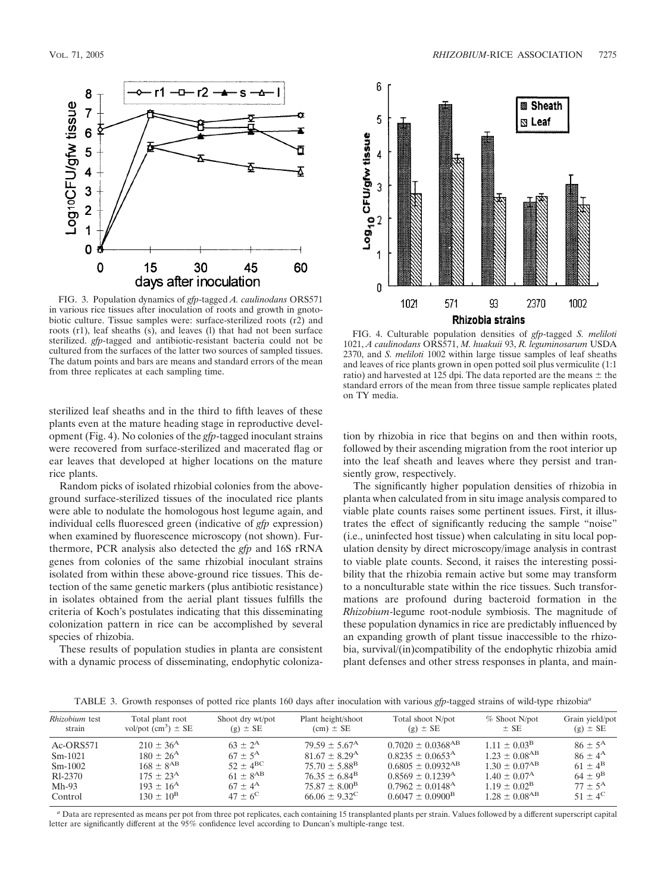8
7
6
5
4
3
2
1
0

Log10CFU/gfw tissue

0 15 30 45 60

days after inoculation

r1 r2 s l

FIG. 3. Population dynamics of *gfp*-tagged *A. caulinodans* ORS571 in various rice tissues after inoculation of roots and growth in gnotobiotic culture. Tissue samples were: surface-sterilized roots (r2) and roots (r1), leaf sheaths (s), and leaves (l) that had not been surface sterilized. *gfp*-tagged and antibiotic-resistant bacteria could not be cultured from the surfaces of the latter two sources of sampled tissues. The datum points and bars are means and standard errors of the mean from three replicates at each sampling time.

6
5
4
3
2
1
0

Log10 CFU/gfw tissue

1021 571 93 2370 1002

Rhizobia strains

Sheath
Leaf

FIG. 4. Culturable population densities of *gfp*-tagged *S. meliloti* 1021, *A caulinodans* ORS571, *M. huakuii* 93, *R. leguminosarum* USDA 2370, and *S. meliloti* 1002 within large tissue samples of leaf sheaths and leaves of rice plants grown in open potted soil plus vermiculite (1:1 ratio) and harvested at 125 dpi. The data reported are the means ± the standard errors of the mean from three tissue sample replicates plated on TY media.

sterilized leaf sheaths and in the third to fifth leaves of these plants even at the mature heading stage in reproductive development (Fig. 4). No colonies of the *gfp*-tagged inoculant strains were recovered from surface-sterilized and macerated flag or ear leaves that developed at higher locations on the mature rice plants.

Random picks of isolated rhizobial colonies from the above-ground surface-sterilized tissues of the inoculated rice plants were able to nodulate the homologous host legume again, and individual cells fluoresced green (indicative of *gfp* expression) when examined by fluorescence microscopy (not shown). Furthermore, PCR analysis also detected the *gfp* and 16S rRNA genes from colonies of the same rhizobial inoculant strains isolated from within these above-ground rice tissues. This detection of the same genetic markers (plus antibiotic resistance) in isolates obtained from the aerial plant tissues fulfills the criteria of Koch's postulates indicating that this disseminating colonization pattern in rice can be accomplished by several species of rhizobia.

These results of population studies in planta are consistent with a dynamic process of disseminating, endophytic colonization by rhizobia in rice that begins on and then within roots, followed by their ascending migration from the root interior up into the leaf sheath and leaves where they persist and transiently grow, respectively.

The significantly higher population densities of rhizobia in planta when calculated from in situ image analysis compared to viable plate counts raises some pertinent issues. First, it illustrates the effect of significantly reducing the sample "noise" (i.e., uninfected host tissue) when calculating in situ local population density by direct microscopy/image analysis in contrast to viable plate counts. Second, it raises the interesting possibility that the rhizobia remain active but some may transform to a nonculturable state within the rice tissues. Such transformations are profound during bacteroid formation in the *Rhizobium*-legume root-nodule symbiosis. The magnitude of these population dynamics in rice are predictably influenced by an expanding growth of plant tissue inaccessible to the rhizobia, survival/(in)compatibility of the endophytic rhizobia amid plant defenses and other stress responses in planta, and main-

TABLE 3. Growth responses of potted rice plants 160 days after inoculation with various *gfp*-tagged strains of wild-type rhizobia[a]

| *Rhizobium* test strain | Total plant root vol/pot ($cm^3$) ± SE | Shoot dry wt/pot (g) ± SE | Plant height/shoot (cm) ± SE | Total shoot N/pot (g) ± SE | % Shoot N/pot ± SE | Grain yield/pot (g) ± SE |
|---|---|---|---|---|---|---|
| Ac-ORS571 | $210 \pm 36^{A}$ | $63 \pm 2^{A}$ | $79.59 \pm 5.67^{A}$ | $0.7020 \pm 0.0368^{AB}$ | $1.11 \pm 0.03^{B}$ | $86 \pm 5^{A}$ |
| Sm-1021 | $180 \pm 26^{A}$ | $67 \pm 5^{A}$ | $81.67 \pm 8.29^{A}$ | $0.8235 \pm 0.0653^{A}$ | $1.23 \pm 0.08^{AB}$ | $86 \pm 4^{A}$ |
| Sm-1002 | $168 \pm 8^{AB}$ | $52 \pm 4^{BC}$ | $75.70 \pm 5.88^{B}$ | $0.6805 \pm 0.0932^{AB}$ | $1.30 \pm 0.07^{AB}$ | $61 \pm 4^{B}$ |
| Rl-2370 | $175 \pm 23^{A}$ | $61 \pm 8^{AB}$ | $76.35 \pm 6.84^{B}$ | $0.8569 \pm 0.1239^{A}$ | $1.40 \pm 0.07^{A}$ | $64 \pm 9^{B}$ |
| Mh-93 | $193 \pm 16^{A}$ | $67 \pm 4^{A}$ | $75.87 \pm 8.00^{B}$ | $0.7962 \pm 0.0148^{A}$ | $1.19 \pm 0.02^{B}$ | $77 \pm 5^{A}$ |
| Control | $130 \pm 10^{B}$ | $47 \pm 6^{C}$ | $66.06 \pm 9.32^{C}$ | $0.6047 \pm 0.0900^{B}$ | $1.28 \pm 0.08^{AB}$ | $51 \pm 4^{C}$ |

[a] Data are represented as means per pot from three pot replicates, each containing 15 transplanted plants per strain. Values followed by a different superscript capital letter are significantly different at the 95% confidence level according to Duncan's multiple-range test.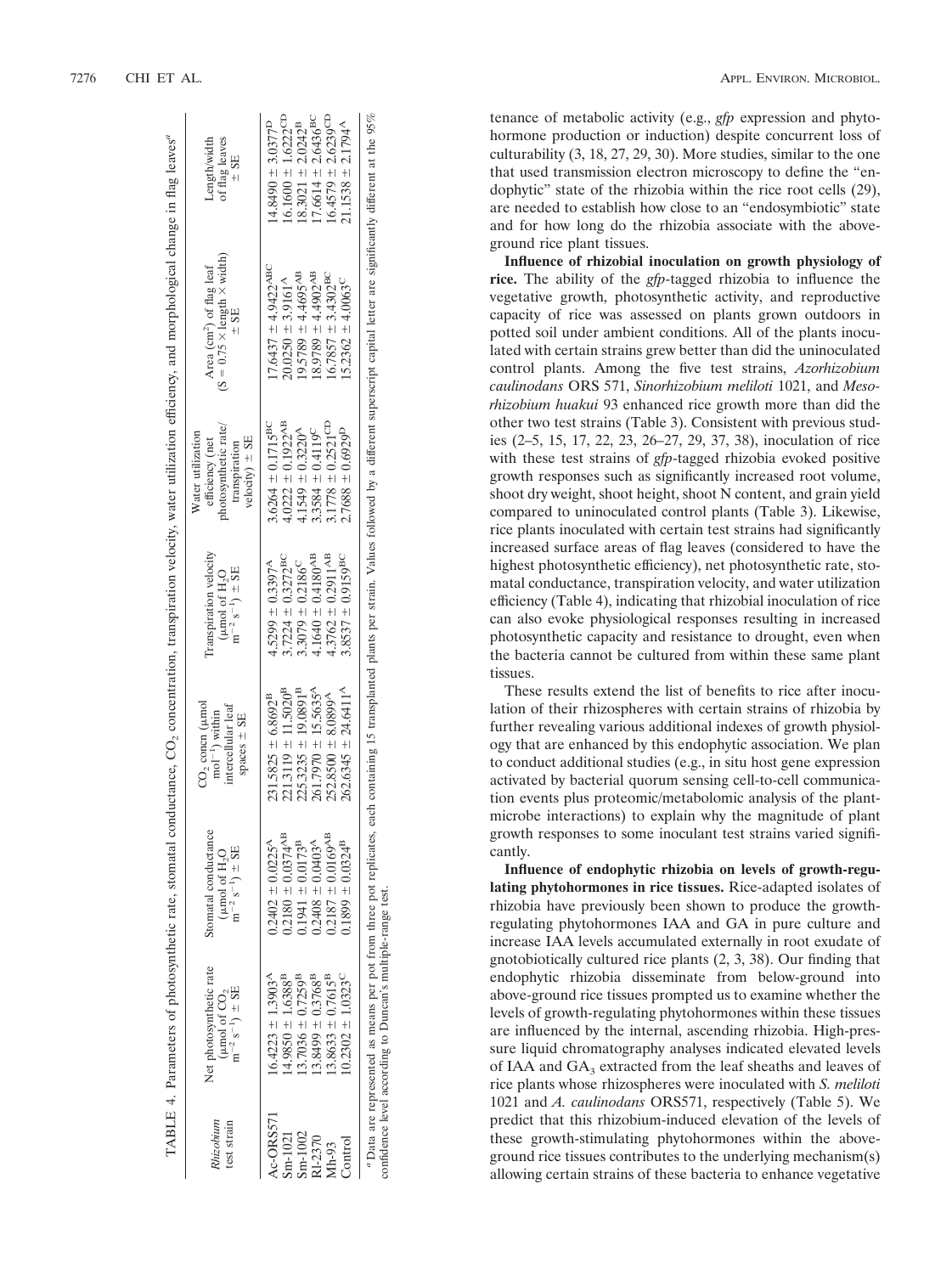TABLE 4. Parameters of photosynthetic rate, stomatal conductance, $CO_2$ concentration, transpiration velocity, water utilization efficiency, and morphological change in flag leaves[a]

| *Rhizobium* test strain | Net photosynthetic rate (μmol of $CO_2$ $m^{-2}$ $s^{-1}$) ± SE | Stomatal conductance (μmol of $H_2O$ $m^{-2}$ $s^{-1}$) ± SE | $CO_2$ concn (μmol $mol^{-1}$) within intercellular leaf spaces ± SE | Transpiration velocity (μmol of $H_2O$ $m^{-2}$ $s^{-1}$) ± SE | Water utilization efficiency (net photosynthetic rate/transpiration velocity) ± SE | Area ($cm^2$) of flag leaf ($S = 0.75 \times$ length $\times$ width) ± SE | Length/width of flag leaves ± SE |
|---|---|---|---|---|---|---|---|
| Ac-ORS571 | $16.4223 \pm 1.3903^{A}$ | $0.2402 \pm 0.0225^{A}$ | $231.5825 \pm 6.8692^{B}$ | $4.5299 \pm 0.3397^{A}$ | $3.6264 \pm 0.1715^{BC}$ | $17.6437 \pm 4.9422^{ABC}$ | $14.8490 \pm 3.0377^{D}$ |
| Sm-1021 | $14.9850 \pm 1.6388^{B}$ | $0.2180 \pm 0.0374^{AB}$ | $221.3119 \pm 11.5020^{B}$ | $3.7224 \pm 0.3272^{BC}$ | $4.0222 \pm 0.1922^{AB}$ | $20.0250 \pm 3.9161^{A}$ | $16.1600 \pm 1.6222^{CD}$ |
| Sm-1002 | $13.7036 \pm 0.7259^{B}$ | $0.1941 \pm 0.0173^{B}$ | $225.3235 \pm 19.0891^{B}$ | $3.3079 \pm 0.2186^{C}$ | $4.1549 \pm 0.3220^{A}$ | $19.5789 \pm 4.4695^{AB}$ | $18.3021 \pm 2.0242^{B}$ |
| Rl-2370 | $13.8499 \pm 0.3768^{B}$ | $0.2408 \pm 0.0403^{A}$ | $261.7970 \pm 15.5635^{A}$ | $4.1640 \pm 0.4180^{AB}$ | $3.3584 \pm 0.4119^{C}$ | $18.9789 \pm 4.4902^{AB}$ | $17.6614 \pm 2.6436^{BC}$ |
| Mh-93 | $13.8633 \pm 0.7615^{B}$ | $0.2187 \pm 0.0169^{AB}$ | $252.8500 \pm 8.0899^{A}$ | $4.3762 \pm 0.2911^{AB}$ | $3.1778 \pm 0.2521^{CD}$ | $16.7857 \pm 3.4302^{BC}$ | $16.4579 \pm 2.6239^{CD}$ |
| Control | $10.2302 \pm 1.0323^{C}$ | $0.1899 \pm 0.0324^{B}$ | $262.6345 \pm 24.6411^{A}$ | $3.8537 \pm 0.9159^{BC}$ | $2.7688 \pm 0.6929^{D}$ | $15.2362 \pm 4.0063^{C}$ | $21.1538 \pm 2.1794^{A}$ |

[a] Data are represented as means per pot from three pot replicates, each containing 15 transplanted plants per strain. Values followed by a different superscript capital letter are significantly different at the 95% confidence level according to Duncan's multiple-range test.

tenance of metabolic activity (e.g., *gfp* expression and phytohormone production or induction) despite concurrent loss of culturability (3, 18, 27, 29, 30). More studies, similar to the one that used transmission electron microscopy to define the "endophytic" state of the rhizobia within the rice root cells (29), are needed to establish how close to an "endosymbiotic" state and for how long do the rhizobia associate with the above-ground rice plant tissues.

**Influence of rhizobial inoculation on growth physiology of rice.** The ability of the *gfp*-tagged rhizobia to influence the vegetative growth, photosynthetic activity, and reproductive capacity of rice was assessed on plants grown outdoors in potted soil under ambient conditions. All of the plants inoculated with certain strains grew better than did the uninoculated control plants. Among the five test strains, *Azorhizobium caulinodans* ORS 571, *Sinorhizobium meliloti* 1021, and *Mesorhizobium huakui* 93 enhanced rice growth more than did the other two test strains (Table 3). Consistent with previous studies (2–5, 15, 17, 22, 23, 26–27, 29, 37, 38), inoculation of rice with these test strains of *gfp*-tagged rhizobia evoked positive growth responses such as significantly increased root volume, shoot dry weight, shoot height, shoot N content, and grain yield compared to uninoculated control plants (Table 3). Likewise, rice plants inoculated with certain test strains had significantly increased surface areas of flag leaves (considered to have the highest photosynthetic efficiency), net photosynthetic rate, stomatal conductance, transpiration velocity, and water utilization efficiency (Table 4), indicating that rhizobial inoculation of rice can also evoke physiological responses resulting in increased photosynthetic capacity and resistance to drought, even when the bacteria cannot be cultured from within these same plant tissues.

These results extend the list of benefits to rice after inoculation of their rhizospheres with certain strains of rhizobia by further revealing various additional indexes of growth physiology that are enhanced by this endophytic association. We plan to conduct additional studies (e.g., in situ host gene expression activated by bacterial quorum sensing cell-to-cell communication events plus proteomic/metabolomic analysis of the plant-microbe interactions) to explain why the magnitude of plant growth responses to some inoculant test strains varied significantly.

**Influence of endophytic rhizobia on levels of growth-regulating phytohormones in rice tissues.** Rice-adapted isolates of rhizobia have previously been shown to produce the growth-regulating phytohormones IAA and GA in pure culture and increase IAA levels accumulated externally in root exudate of gnotobiotically cultured rice plants (2, 3, 38). Our finding that endophytic rhizobia disseminate from below-ground into above-ground rice tissues prompted us to examine whether the levels of growth-regulating phytohormones within these tissues are influenced by the internal, ascending rhizobia. High-pressure liquid chromatography analyses indicated elevated levels of IAA and $GA_3$ extracted from the leaf sheaths and leaves of rice plants whose rhizospheres were inoculated with *S. meliloti* 1021 and *A. caulinodans* ORS571, respectively (Table 5). We predict that this rhizobium-induced elevation of the levels of these growth-stimulating phytohormones within the above-ground rice tissues contributes to the underlying mechanism(s) allowing certain strains of these bacteria to enhance vegetative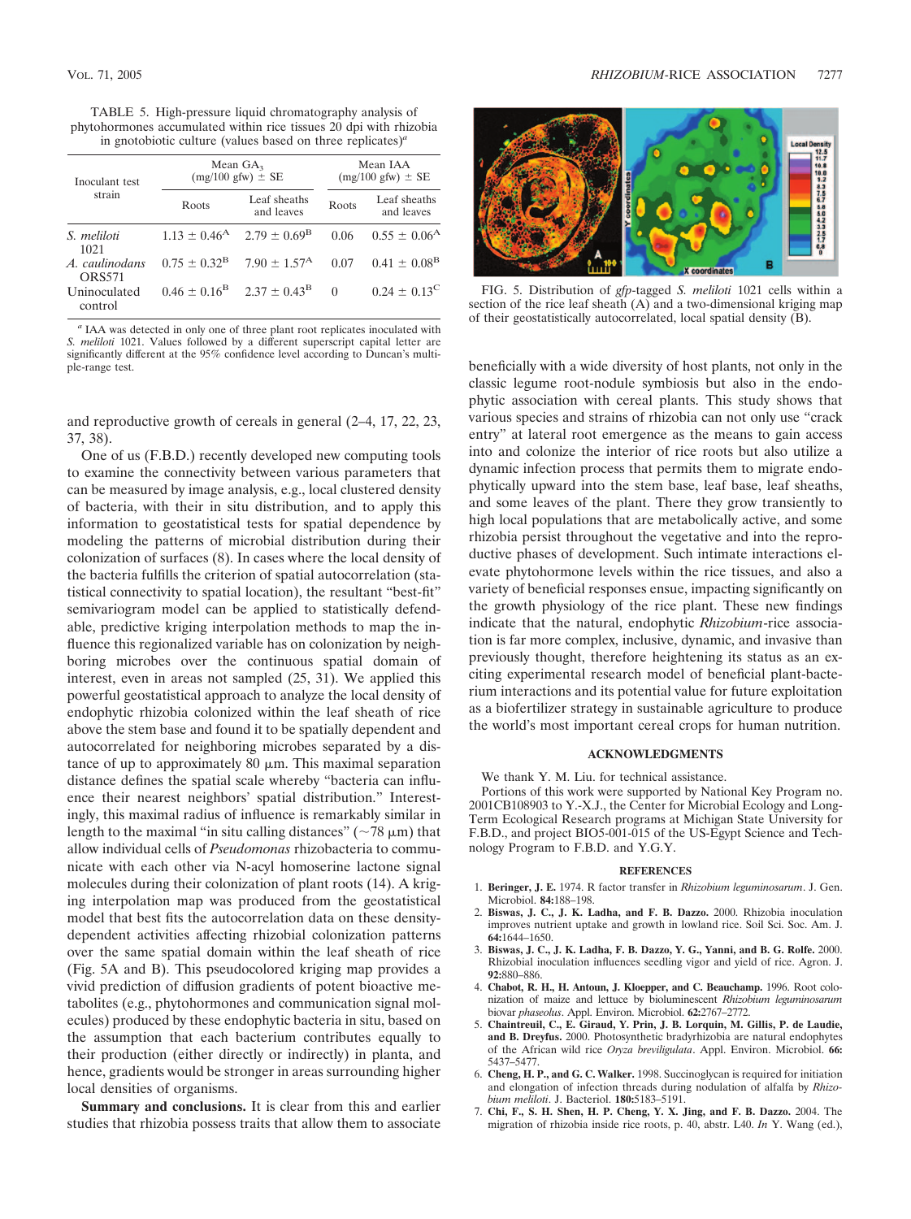TABLE 5. High-pressure liquid chromatography analysis of phytohormones accumulated within rice tissues 20 dpi with rhizobia in gnotobiotic culture (values based on three replicates)[a]

| Inoculant test strain | Mean $GA_3$ (mg/100 gfw) ± SE | | Mean IAA (mg/100 gfw) ± SE | |
|---|---|---|---|---|
| | Roots | Leaf sheaths and leaves | Roots | Leaf sheaths and leaves |
| *S. meliloti* 1021 | $1.13 \pm 0.46^{A}$ | $2.79 \pm 0.69^{B}$ | 0.06 | $0.55 \pm 0.06^{A}$ |
| *A. caulinodans* ORS571 | $0.75 \pm 0.32^{B}$ | $7.90 \pm 1.57^{A}$ | 0.07 | $0.41 \pm 0.08^{B}$ |
| Uninoculated control | $0.46 \pm 0.16^{B}$ | $2.37 \pm 0.43^{B}$ | 0 | $0.24 \pm 0.13^{C}$ |

[a] IAA was detected in only one of three plant root replicates inoculated with *S. meliloti* 1021. Values followed by a different superscript capital letter are significantly different at the 95% confidence level according to Duncan's multiple-range test.

and reproductive growth of cereals in general (2–4, 17, 22, 23, 37, 38).

One of us (F.B.D.) recently developed new computing tools to examine the connectivity between various parameters that can be measured by image analysis, e.g., local clustered density of bacteria, with their in situ distribution, and to apply this information to geostatistical tests for spatial dependence by modeling the patterns of microbial distribution during their colonization of surfaces (8). In cases where the local density of the bacteria fulfills the criterion of spatial autocorrelation (statistical connectivity to spatial location), the resultant "best-fit" semivariogram model can be applied to statistically defendable, predictive kriging interpolation methods to map the influence this regionalized variable has on colonization by neighboring microbes over the continuous spatial domain of interest, even in areas not sampled (25, 31). We applied this powerful geostatistical approach to analyze the local density of endophytic rhizobia colonized within the leaf sheath of rice above the stem base and found it to be spatially dependent and autocorrelated for neighboring microbes separated by a distance of up to approximately 80 μm. This maximal separation distance defines the spatial scale whereby "bacteria can influence their nearest neighbors' spatial distribution." Interestingly, this maximal radius of influence is remarkably similar in length to the maximal "in situ calling distances" (~78 μm) that allow individual cells of *Pseudomonas* rhizobacteria to communicate with each other via N-acyl homoserine lactone signal molecules during their colonization of plant roots (14). A kriging interpolation map was produced from the geostatistical model that best fits the autocorrelation data on these density-dependent activities affecting rhizobial colonization patterns over the same spatial domain within the leaf sheath of rice (Fig. 5A and B). This pseudocolored kriging map provides a vivid prediction of diffusion gradients of potent bioactive metabolites (e.g., phytohormones and communication signal molecules) produced by these endophytic bacteria in situ, based on the assumption that each bacterium contributes equally to their production (either directly or indirectly) in planta, and hence, gradients would be stronger in areas surrounding higher local densities of organisms.

**Summary and conclusions.** It is clear from this and earlier studies that rhizobia possess traits that allow them to associate

FIG. 5. Distribution of *gfp*-tagged *S. meliloti* 1021 cells within a section of the rice leaf sheath (A) and a two-dimensional kriging map of their geostatistically autocorrelated, local spatial density (B).

beneficially with a wide diversity of host plants, not only in the classic legume root-nodule symbiosis but also in the endophytic association with cereal plants. This study shows that various species and strains of rhizobia can not only use "crack entry" at lateral root emergence as the means to gain access into and colonize the interior of rice roots but also utilize a dynamic infection process that permits them to migrate endophytically upward into the stem base, leaf base, leaf sheaths, and some leaves of the plant. There they grow transiently to high local populations that are metabolically active, and some rhizobia persist throughout the vegetative and into the reproductive phases of development. Such intimate interactions elevate phytohormone levels within the rice tissues, and also a variety of beneficial responses ensue, impacting significantly on the growth physiology of the rice plant. These new findings indicate that the natural, endophytic *Rhizobium*-rice association is far more complex, inclusive, dynamic, and invasive than previously thought, therefore heightening its status as an exciting experimental research model of beneficial plant-bacterium interactions and its potential value for future exploitation as a biofertilizer strategy in sustainable agriculture to produce the world's most important cereal crops for human nutrition.

## ACKNOWLEDGMENTS

We thank Y. M. Liu. for technical assistance.

Portions of this work were supported by National Key Program no. 2001CB108903 to Y.-X.J., the Center for Microbial Ecology and Long-Term Ecological Research programs at Michigan State University for F.B.D., and project BIO5-001-015 of the US-Egypt Science and Technology Program to F.B.D. and Y.G.Y.

## REFERENCES

1. **Beringer, J. E.** 1974. R factor transfer in *Rhizobium leguminosarum*. J. Gen. Microbiol. **84:**188–198.
2. **Biswas, J. C., J. K. Ladha, and F. B. Dazzo.** 2000. Rhizobia inoculation improves nutrient uptake and growth in lowland rice. Soil Sci. Soc. Am. J. **64:**1644–1650.
3. **Biswas, J. C., J. K. Ladha, F. B. Dazzo, Y. G., Yanni, and B. G. Rolfe.** 2000. Rhizobial inoculation influences seedling vigor and yield of rice. Agron. J. **92:**880–886.
4. **Chabot, R. H., H. Antoun, J. Kloepper, and C. Beauchamp.** 1996. Root colonization of maize and lettuce by bioluminescent *Rhizobium leguminosarum* biovar *phaseolus*. Appl. Environ. Microbiol. **62:**2767–2772.
5. **Chaintreuil, C., E. Giraud, Y. Prin, J. B. Lorquin, M. Gillis, P. de Laudie, and B. Dreyfus.** 2000. Photosynthetic bradyrhizobia are natural endophytes of the African wild rice *Oryza breviligulata*. Appl. Environ. Microbiol. **66:** 5437–5477.
6. **Cheng, H. P., and G. C. Walker.** 1998. Succinoglycan is required for initiation and elongation of infection threads during nodulation of alfalfa by *Rhizobium meliloti*. J. Bacteriol. **180:**5183–5191.
7. **Chi, F., S. H. Shen, H. P. Cheng, Y. X. Jing, and F. B. Dazzo.** 2004. The migration of rhizobia inside rice roots, p. 40, abstr. L40. *In* Y. Wang (ed.),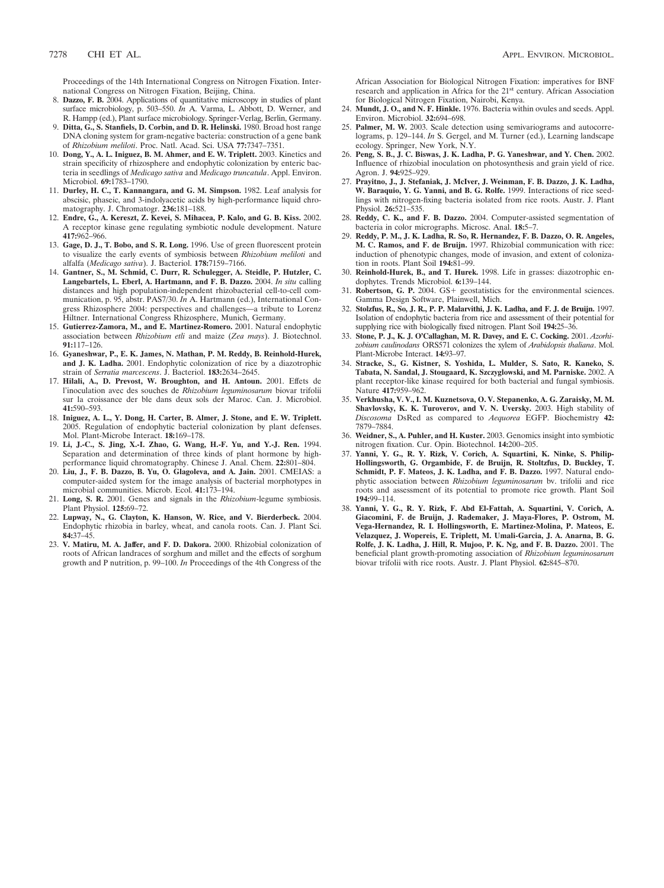Proceedings of the 14th International Congress on Nitrogen Fixation. International Congress on Nitrogen Fixation, Beijing, China.

8. **Dazzo, F. B.** 2004. Applications of quantitative microscopy in studies of plant surface microbiology, p. 503–550. *In* A. Varma, L. Abbott, D. Werner, and R. Hampp (ed.), Plant surface microbiology. Springer-Verlag, Berlin, Germany.
9. **Ditta, G., S. Stanfiels, D. Corbin, and D. R. Helinski.** 1980. Broad host range DNA cloning system for gram-negative bacteria: construction of a gene bank of *Rhizobium meliloti*. Proc. Natl. Acad. Sci. USA **77:**7347–7351.
10. **Dong, Y., A. L. Iniguez, B. M. Ahmer, and E. W. Triplett.** 2003. Kinetics and strain specificity of rhizosphere and endophytic colonization by enteric bacteria in seedlings of *Medicago sativa* and *Medicago truncatula*. Appl. Environ. Microbiol. **69:**1783–1790.
11. **Durley, H. C., T. Kannangara, and G. M. Simpson.** 1982. Leaf analysis for abscisic, phaseic, and 3-indolyacetic acids by high-performance liquid chromatography. J. Chromatogr. **236:**181–188.
12. **Endre, G., A. Kereszt, Z. Kevei, S. Mihacea, P. Kalo, and G. B. Kiss.** 2002. A receptor kinase gene regulating symbiotic nodule development. Nature **417:**962–966.
13. **Gage, D. J., T. Bobo, and S. R. Long.** 1996. Use of green fluorescent protein to visualize the early events of symbiosis between *Rhizobium meliloti* and alfalfa (*Medicago sativa*). J. Bacteriol. **178:**7159–7166.
14. **Gantner, S., M. Schmid, C. Durr, R. Schulegger, A. Steidle, P. Hutzler, C. Langebartels, L. Eberl, A. Hartmann, and F. B. Dazzo.** 2004. *In situ* calling distances and high population-independent rhizobacterial cell-to-cell communication, p. 95, abstr. PAS7/30. *In* A. Hartmann (ed.), International Congress Rhizosphere 2004: perspectives and challenges—a tribute to Lorenz Hiltner. International Congress Rhizosphere, Munich, Germany.
15. **Gutierrez-Zamora, M., and E. Martinez-Romero.** 2001. Natural endophytic association between *Rhizobium etli* and maize (*Zea mays*). J. Biotechnol. **91:**117–126.
16. **Gyaneshwar, P., E. K. James, N. Mathan, P. M. Reddy, B. Reinhold-Hurek, and J. K. Ladha.** 2001. Endophytic colonization of rice by a diazotrophic strain of *Serratia marcescens*. J. Bacteriol. **183:**2634–2645.
17. **Hilali, A., D. Prevost, W. Broughton, and H. Antoun.** 2001. Effets de l'inoculation avec des souches de *Rhizobium leguminosarum* biovar trifolii sur la croissance der ble dans deux sols der Maroc. Can. J. Microbiol. **41:**590–593.
18. **Iniguez, A. L., Y. Dong, H. Carter, B. Almer, J. Stone, and E. W. Triplett.** 2005. Regulation of endophytic bacterial colonization by plant defenses. Mol. Plant-Microbe Interact. **18:**169–178.
19. **Li, J.-C., S. Jing, X.-I. Zhao, G. Wang, H.-F. Yu, and Y.-J. Ren.** 1994. Separation and determination of three kinds of plant hormone by high-performance liquid chromatography. Chinese J. Anal. Chem. **22:**801–804.
20. **Liu, J., F. B. Dazzo, B. Yu, O. Glagoleva, and A. Jain.** 2001. CMEIAS: a computer-aided system for the image analysis of bacterial morphotypes in microbial communities. Microb. Ecol. **41:**173–194.
21. **Long, S. R.** 2001. Genes and signals in the *Rhizobium*-legume symbiosis. Plant Physiol. **125:**69–72.
22. **Lupway, N., G. Clayton, K. Hanson, W. Rice, and V. Bierderbeck.** 2004. Endophytic rhizobia in barley, wheat, and canola roots. Can. J. Plant Sci. **84:**37–45.
23. **V. Matiru, M. A. Jaffer, and F. D. Dakora.** 2000. Rhizobial colonization of roots of African landraces of sorghum and millet and the effects of sorghum growth and P nutrition, p. 99–100. *In* Proceedings of the 4th Congress of the African Association for Biological Nitrogen Fixation: imperatives for BNF research and application in Africa for the 21st century. African Association for Biological Nitrogen Fixation, Nairobi, Kenya.
24. **Mundt, J. O., and N. F. Hinkle.** 1976. Bacteria within ovules and seeds. Appl. Environ. Microbiol. **32:**694–698.
25. **Palmer, M. W.** 2003. Scale detection using semivariograms and autocorrelograms, p. 129–144. *In* S. Gergel, and M. Turner (ed.), Learning landscape ecology. Springer, New York, N.Y.
26. **Peng, S. B., J. C. Biswas, J. K. Ladha, P. G. Yaneshwar, and Y. Chen.** 2002. Influence of rhizobial inoculation on photosynthesis and grain yield of rice. Agron. J. **94:**925–929.
27. **Prayitno, J., J. Stefaniak, J. McIver, J. Weinman, F. B. Dazzo, J. K. Ladha, W. Baraquio, Y. G. Yanni, and B. G. Rolfe.** 1999. Interactions of rice seedlings with nitrogen-fixing bacteria isolated from rice roots. Austr. J. Plant Physiol. **26:**521–535.
28. **Reddy, C. K., and F. B. Dazzo.** 2004. Computer-assisted segmentation of bacteria in color micrographs. Microsc. Anal. **18:**5–7.
29. **Reddy, P. M., J. K. Ladha, R. So, R. Hernandez, F. B. Dazzo, O. R. Angeles, M. C. Ramos, and F. de Bruijn.** 1997. Rhizobial communication with rice: induction of phenotypic changes, mode of invasion, and extent of colonization in roots. Plant Soil **194:**81–99.
30. **Reinhold-Hurek, B., and T. Hurek.** 1998. Life in grasses: diazotrophic endophytes. Trends Microbiol. **6:**139–144.
31. **Robertson, G. P.** 2004. GS+ geostatistics for the environmental sciences. Gamma Design Software, Plainwell, Mich.
32. **Stolzfus, R., So, J. R., P. P. Malarvithi, J. K. Ladha, and F. J. de Bruijn.** 1997. Isolation of endophytic bacteria from rice and assessment of their potential for supplying rice with biologically fixed nitrogen. Plant Soil **194:**25–36.
33. **Stone, P. J., K. J. O'Callaghan, M. R. Davey, and E. C. Cocking.** 2001. *Azorhizobium caulinodans* ORS571 colonizes the xylem of *Arabidopsis thaliana*. Mol. Plant-Microbe Interact. **14:**93–97.
34. **Stracke, S., G. Kistner, S. Yoshida, L. Mulder, S. Sato, R. Kaneko, S. Tabata, N. Sandal, J. Stougaard, K. Szczyglowski, and M. Parniske.** 2002. A plant receptor-like kinase required for both bacterial and fungal symbiosis. Nature **417:**959–962.
35. **Verkhusha, V. V., I. M. Kuznetsova, O. V. Stepanenko, A. G. Zaraisky, M. M. Shavlovsky, K. K. Turoverov, and V. N. Uversky.** 2003. High stability of *Discosoma* DsRed as compared to *Aequorea* EGFP. Biochemistry **42:**7879–7884.
36. **Weidner, S., A. Puhler, and H. Kuster.** 2003. Genomics insight into symbiotic nitrogen fixation. Cur. Opin. Biotechnol. **14:**200–205.
37. **Yanni, Y. G., R. Y. Rizk, V. Corich, A. Squartini, K. Ninke, S. Philip-Hollingsworth, G. Orgambide, F. de Bruijn, R. Stoltzfus, D. Buckley, T. Schmidt, P. F. Mateos, J. K. Ladha, and F. B. Dazzo.** 1997. Natural endophytic association between *Rhizobium leguminosarum* bv. trifolii and rice roots and assessment of its potential to promote rice growth. Plant Soil **194:**99–114.
38. **Yanni, Y. G., R. Y. Rizk, F. Abd El-Fattah, A. Squartini, V. Corich, A. Giacomini, F. de Bruijn, J. Rademaker, J. Maya-Flores, P. Ostrom, M. Vega-Hernandez, R. I. Hollingsworth, E. Martinez-Molina, P. Mateos, E. Velazquez, J. Wopereis, E. Triplett, M. Umali-Garcia, J. A. Anarna, B. G. Rolfe, J. K. Ladha, J. Hill, R. Mujoo, P. K. Ng, and F. B. Dazzo.** 2001. The beneficial plant growth-promoting association of *Rhizobium leguminosarum* biovar trifolii with rice roots. Austr. J. Plant Physiol. **62:**845–870.